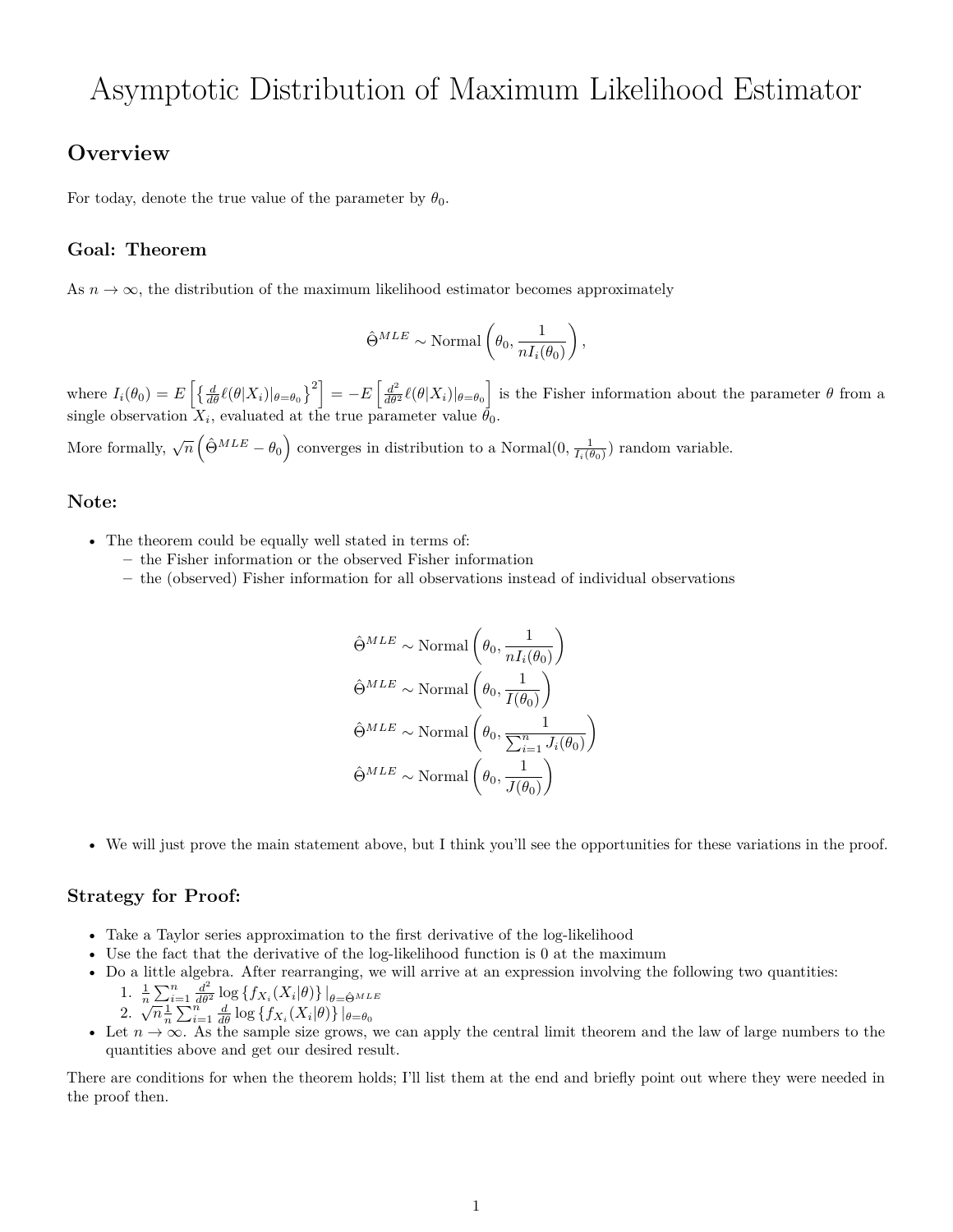# Asymptotic Distribution of Maximum Likelihood Estimator

## Overview

For today, denote the true value of the parameter by $\theta_0$.

### Goal: Theorem

As $n \to \infty$, the distribution of the maximum likelihood estimator becomes approximately

$$\hat{\Theta}^{MLE} \sim \text{Normal}\left(\theta_0, \frac{1}{nI_i(\theta_0)}\right),$$

where $I_i(\theta_0) = E\left[\left\{\frac{d}{d\theta}\ell(\theta|X_i)|_{\theta=\theta_0}\right\}^2\right] = -E\left[\frac{d^2}{d\theta^2}\ell(\theta|X_i)|_{\theta=\theta_0}\right]$ is the Fisher information about the parameter $\theta$ from a single observation $X_i$, evaluated at the true parameter value $\theta_0$.

More formally, $\sqrt{n}\left(\hat{\Theta}^{MLE} - \theta_0\right)$ converges in distribution to a Normal$(0, \frac{1}{I_i(\theta_0)})$ random variable.

### Note:

- The theorem could be equally well stated in terms of:
  - the Fisher information or the observed Fisher information
  - the (observed) Fisher information for all observations instead of individual observations

$$\hat{\Theta}^{MLE} \sim \text{Normal}\left(\theta_0, \frac{1}{nI_i(\theta_0)}\right)$$
$$\hat{\Theta}^{MLE} \sim \text{Normal}\left(\theta_0, \frac{1}{I(\theta_0)}\right)$$
$$\hat{\Theta}^{MLE} \sim \text{Normal}\left(\theta_0, \frac{1}{\sum_{i=1}^n J_i(\theta_0)}\right)$$
$$\hat{\Theta}^{MLE} \sim \text{Normal}\left(\theta_0, \frac{1}{J(\theta_0)}\right)$$

- We will just prove the main statement above, but I think you'll see the opportunities for these variations in the proof.

### Strategy for Proof:

- Take a Taylor series approximation to the first derivative of the log-likelihood
- Use the fact that the derivative of the log-likelihood function is 0 at the maximum
- Do a little algebra. After rearranging, we will arrive at an expression involving the following two quantities:
  1. $\frac{1}{n}\sum_{i=1}^n \frac{d^2}{d\theta^2}\log\{f_{X_i}(X_i|\theta)\}|_{\theta=\hat{\Theta}^{MLE}}$
  2. $\sqrt{n}\frac{1}{n}\sum_{i=1}^n \frac{d}{d\theta}\log\{f_{X_i}(X_i|\theta)\}|_{\theta=\theta_0}$
- Let $n \to \infty$. As the sample size grows, we can apply the central limit theorem and the law of large numbers to the quantities above and get our desired result.

There are conditions for when the theorem holds; I'll list them at the end and briefly point out where they were needed in the proof then.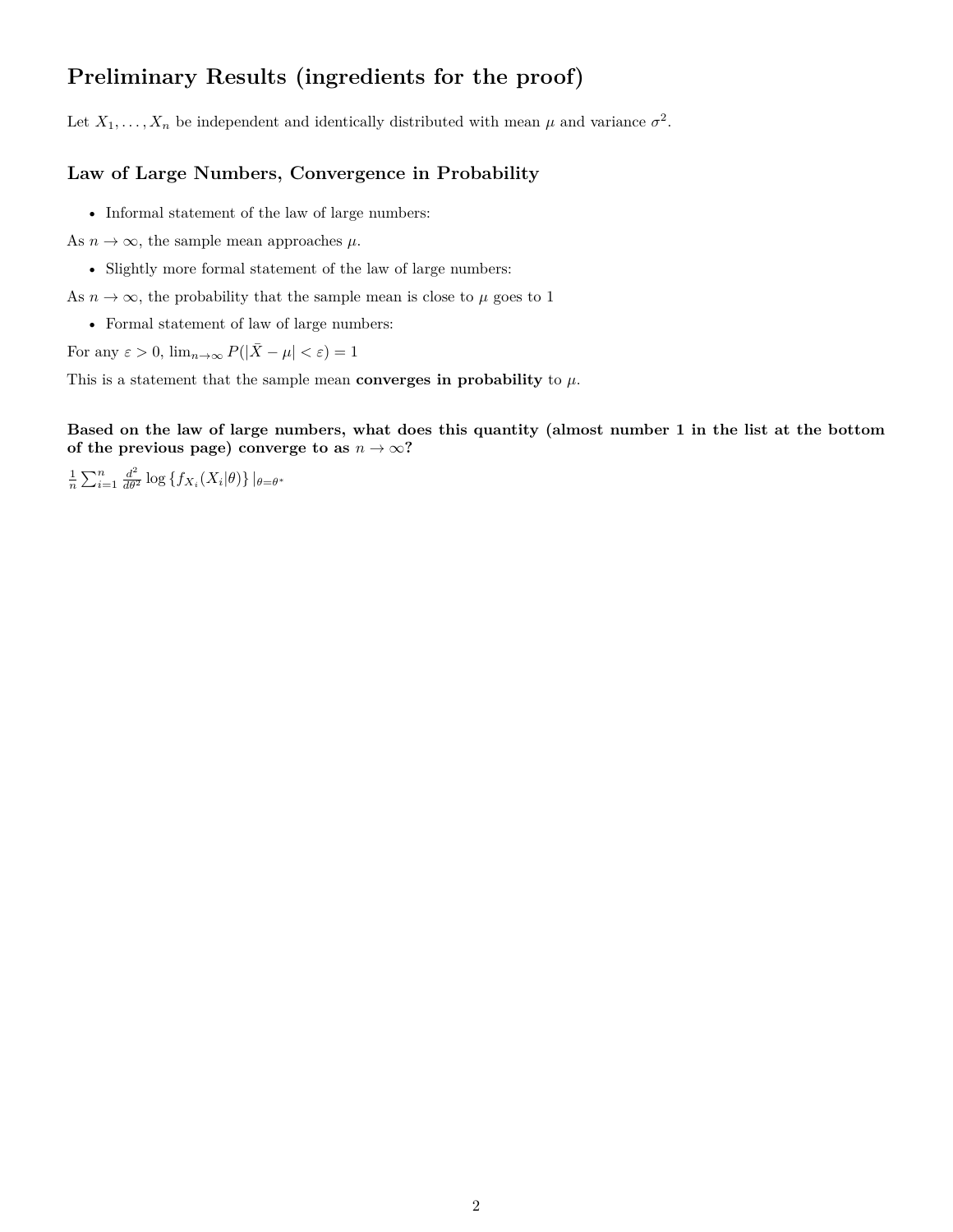# Preliminary Results (ingredients for the proof)

Let $X_1, \ldots, X_n$ be independent and identically distributed with mean $\mu$ and variance $\sigma^2$.

## Law of Large Numbers, Convergence in Probability

- Informal statement of the law of large numbers:

As $n \to \infty$, the sample mean approaches $\mu$.

- Slightly more formal statement of the law of large numbers:

As $n \to \infty$, the probability that the sample mean is close to $\mu$ goes to 1

- Formal statement of law of large numbers:

For any $\varepsilon > 0$, $\lim_{n \to \infty} P(|\bar{X} - \mu| < \varepsilon) = 1$

This is a statement that the sample mean **converges in probability** to $\mu$.

**Based on the law of large numbers, what does this quantity (almost number 1 in the list at the bottom of the previous page) converge to as $n \to \infty$?**

$\frac{1}{n} \sum_{i=1}^{n} \frac{d^2}{d\theta^2} \log \{f_{X_i}(X_i|\theta)\} |_{\theta=\theta^*}$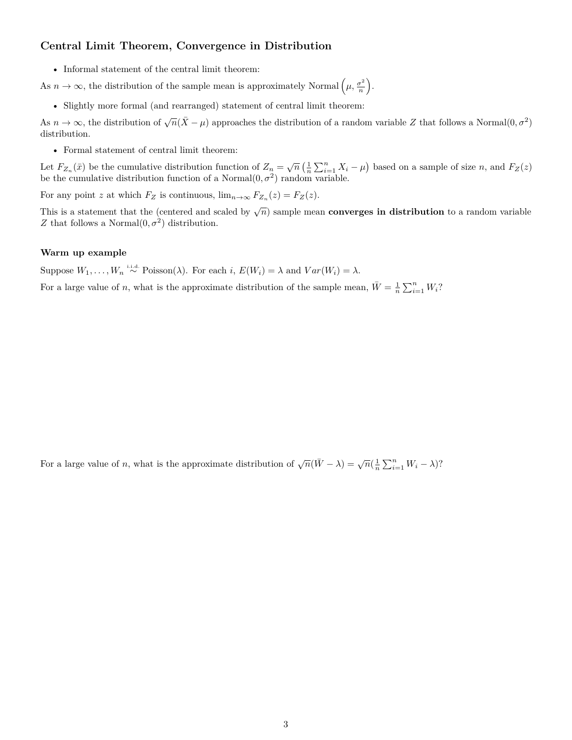## Central Limit Theorem, Convergence in Distribution

- Informal statement of the central limit theorem:

As $n \to \infty$, the distribution of the sample mean is approximately Normal $\left(\mu, \frac{\sigma^2}{n}\right)$.

- Slightly more formal (and rearranged) statement of central limit theorem:

As $n \to \infty$, the distribution of $\sqrt{n}(\bar{X} - \mu)$ approaches the distribution of a random variable $Z$ that follows a Normal$(0, \sigma^2)$ distribution.

- Formal statement of central limit theorem:

Let $F_{Z_n}(\bar{x})$ be the cumulative distribution function of $Z_n = \sqrt{n}\left(\frac{1}{n}\sum_{i=1}^n X_i - \mu\right)$ based on a sample of size $n$, and $F_Z(z)$ be the cumulative distribution function of a Normal$(0, \sigma^2)$ random variable.

For any point $z$ at which $F_Z$ is continuous, $\lim_{n\to\infty} F_{Z_n}(z) = F_Z(z)$.

This is a statement that the (centered and scaled by $\sqrt{n}$) sample mean **converges in distribution** to a random variable $Z$ that follows a Normal$(0, \sigma^2)$ distribution.

### Warm up example

Suppose $W_1, \ldots, W_n \overset{\text{i.i.d.}}{\sim}$ Poisson$(\lambda)$. For each $i$, $E(W_i) = \lambda$ and $Var(W_i) = \lambda$.

For a large value of $n$, what is the approximate distribution of the sample mean, $\bar{W} = \frac{1}{n}\sum_{i=1}^n W_i$?

For a large value of $n$, what is the approximate distribution of $\sqrt{n}(\bar{W} - \lambda) = \sqrt{n}(\frac{1}{n}\sum_{i=1}^n W_i - \lambda)$?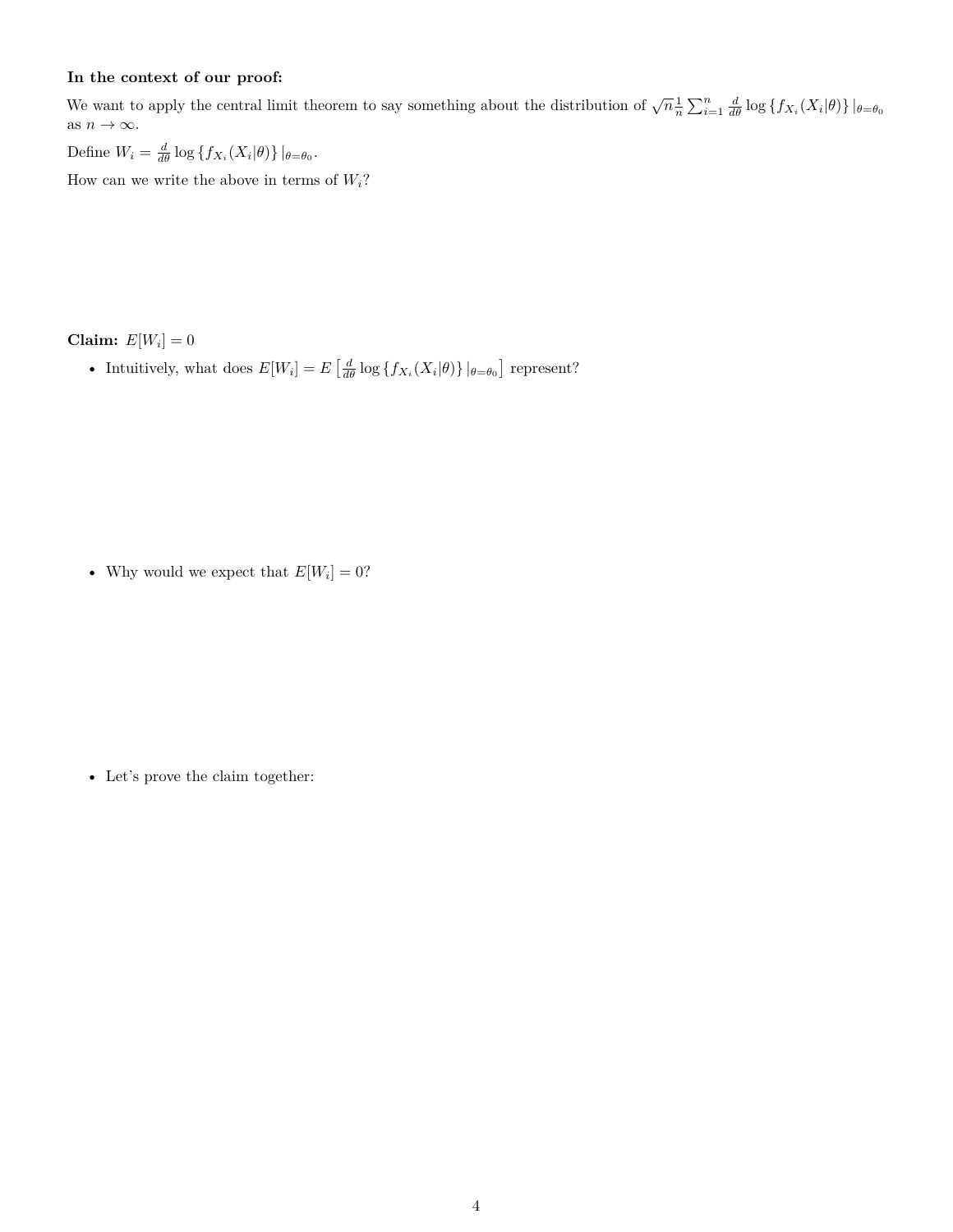**In the context of our proof:**

We want to apply the central limit theorem to say something about the distribution of $\sqrt{n}\frac{1}{n}\sum_{i=1}^{n}\frac{d}{d\theta}\log\{f_{X_i}(X_i|\theta)\}|_{\theta=\theta_0}$ as $n \to \infty$.

Define $W_i = \frac{d}{d\theta}\log\{f_{X_i}(X_i|\theta)\}|_{\theta=\theta_0}$.

How can we write the above in terms of $W_i$?

**Claim:** $E[W_i] = 0$

- Intuitively, what does $E[W_i] = E\left[\frac{d}{d\theta}\log\{f_{X_i}(X_i|\theta)\}|_{\theta=\theta_0}\right]$ represent?

- Why would we expect that $E[W_i] = 0$?

- Let's prove the claim together: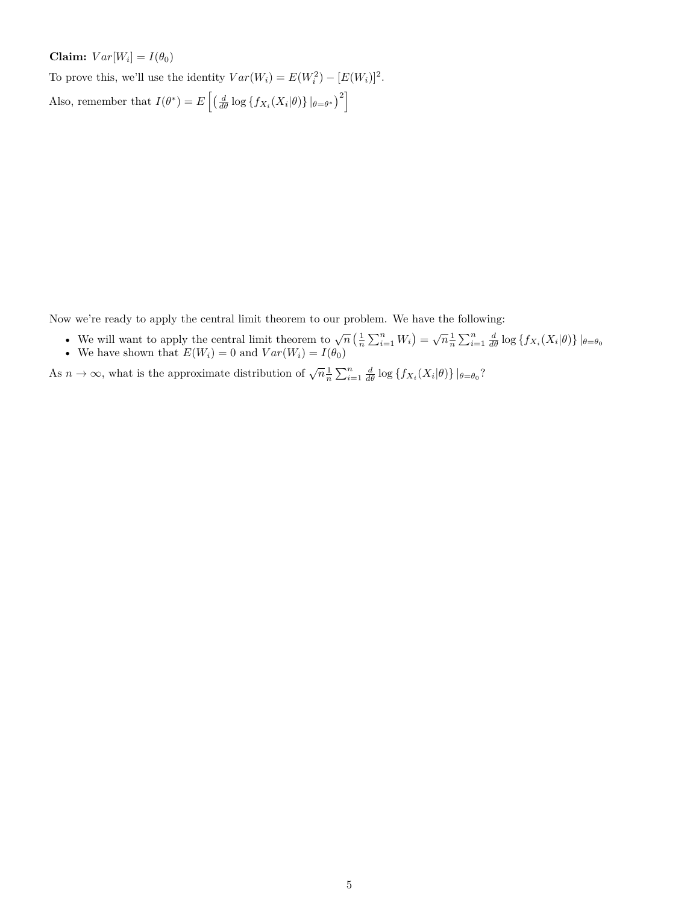**Claim:** $Var[W_i] = I(\theta_0)$

To prove this, we'll use the identity $Var(W_i) = E(W_i^2) - [E(W_i)]^2$.

Also, remember that $I(\theta^*) = E\left[\left(\frac{d}{d\theta}\log\{f_{X_i}(X_i|\theta)\}\,|_{\theta=\theta^*}\right)^2\right]$

Now we're ready to apply the central limit theorem to our problem. We have the following:

- We will want to apply the central limit theorem to $\sqrt{n}\left(\frac{1}{n}\sum_{i=1}^{n} W_i\right) = \sqrt{n}\frac{1}{n}\sum_{i=1}^{n}\frac{d}{d\theta}\log\{f_{X_i}(X_i|\theta)\}\,|_{\theta=\theta_0}$
- We have shown that $E(W_i) = 0$ and $Var(W_i) = I(\theta_0)$

As $n \to \infty$, what is the approximate distribution of $\sqrt{n}\frac{1}{n}\sum_{i=1}^{n}\frac{d}{d\theta}\log\{f_{X_i}(X_i|\theta)\}\,|_{\theta=\theta_0}$?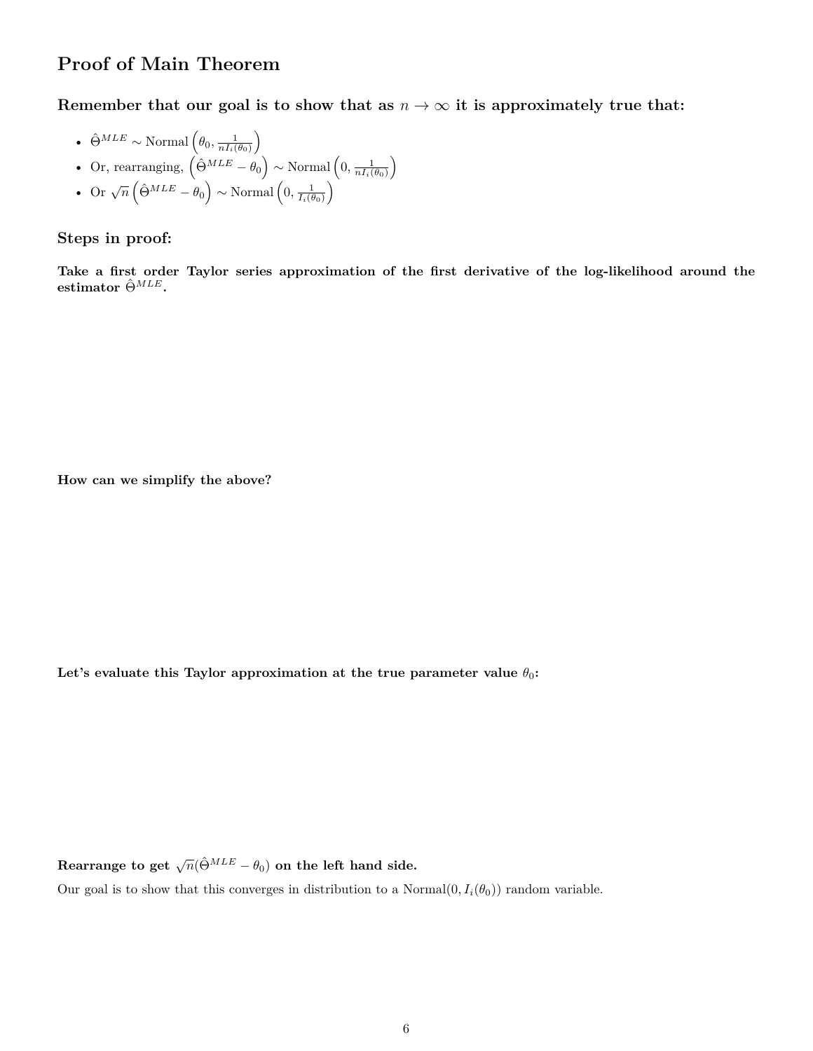# Proof of Main Theorem

### Remember that our goal is to show that as $n \to \infty$ it is approximately true that:

- $\hat{\Theta}^{MLE} \sim \text{Normal}\left(\theta_0, \frac{1}{nI_i(\theta_0)}\right)$
- Or, rearranging, $\left(\hat{\Theta}^{MLE} - \theta_0\right) \sim \text{Normal}\left(0, \frac{1}{nI_i(\theta_0)}\right)$
- Or $\sqrt{n}\left(\hat{\Theta}^{MLE} - \theta_0\right) \sim \text{Normal}\left(0, \frac{1}{I_i(\theta_0)}\right)$

### Steps in proof:

**Take a first order Taylor series approximation of the first derivative of the log-likelihood around the estimator $\hat{\Theta}^{MLE}$.**

**How can we simplify the above?**

**Let's evaluate this Taylor approximation at the true parameter value $\theta_0$:**

**Rearrange to get $\sqrt{n}(\hat{\Theta}^{MLE} - \theta_0)$ on the left hand side.**

Our goal is to show that this converges in distribution to a Normal$(0, I_i(\theta_0))$ random variable.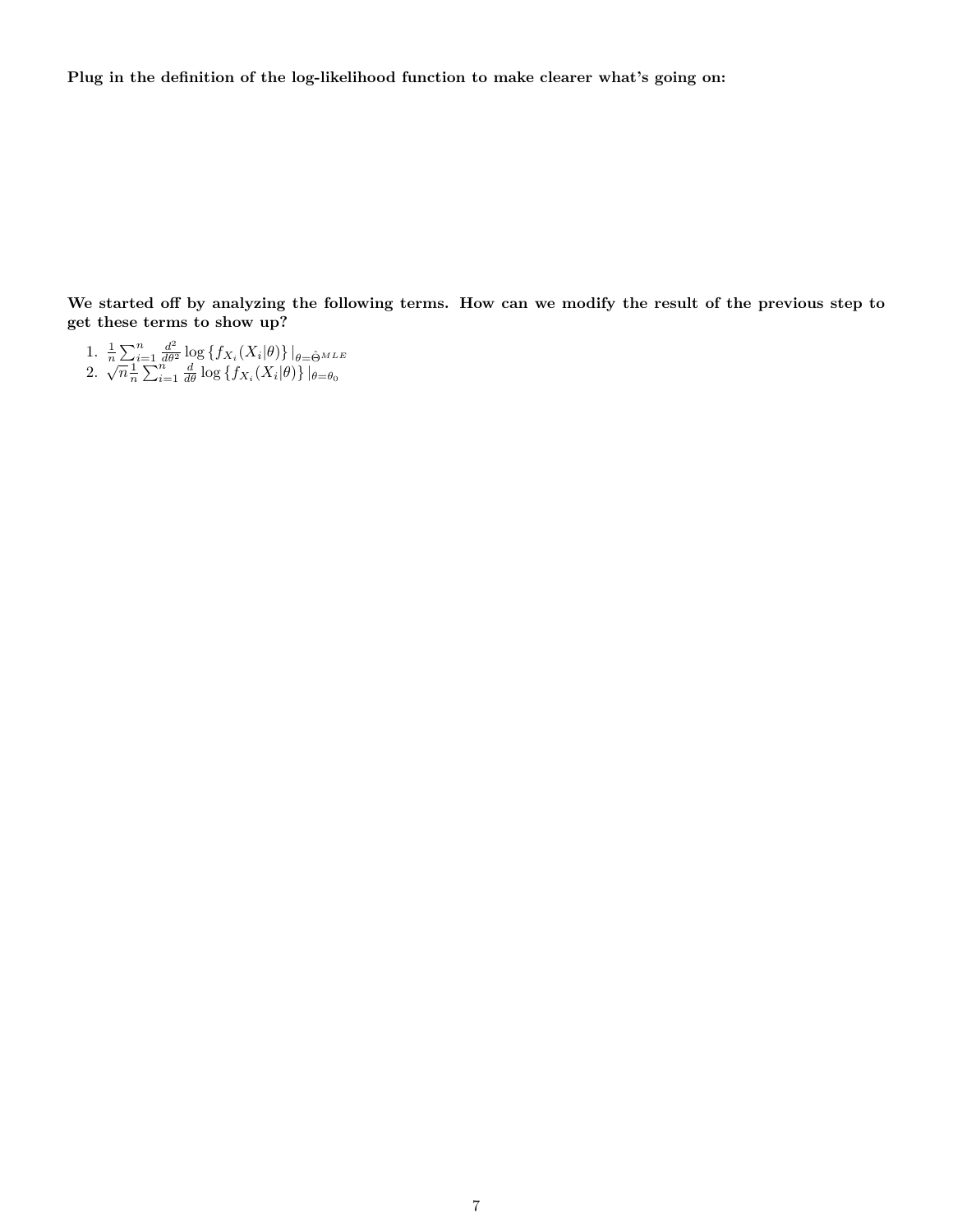**Plug in the definition of the log-likelihood function to make clearer what's going on:**

**We started off by analyzing the following terms. How can we modify the result of the previous step to get these terms to show up?**

1. $\frac{1}{n}\sum_{i=1}^{n} \frac{d^2}{d\theta^2} \log \{f_{X_i}(X_i|\theta)\} |_{\theta=\hat{\Theta}^{MLE}}$
2. $\sqrt{n}\frac{1}{n}\sum_{i=1}^{n} \frac{d}{d\theta} \log \{f_{X_i}(X_i|\theta)\} |_{\theta=\theta_0}$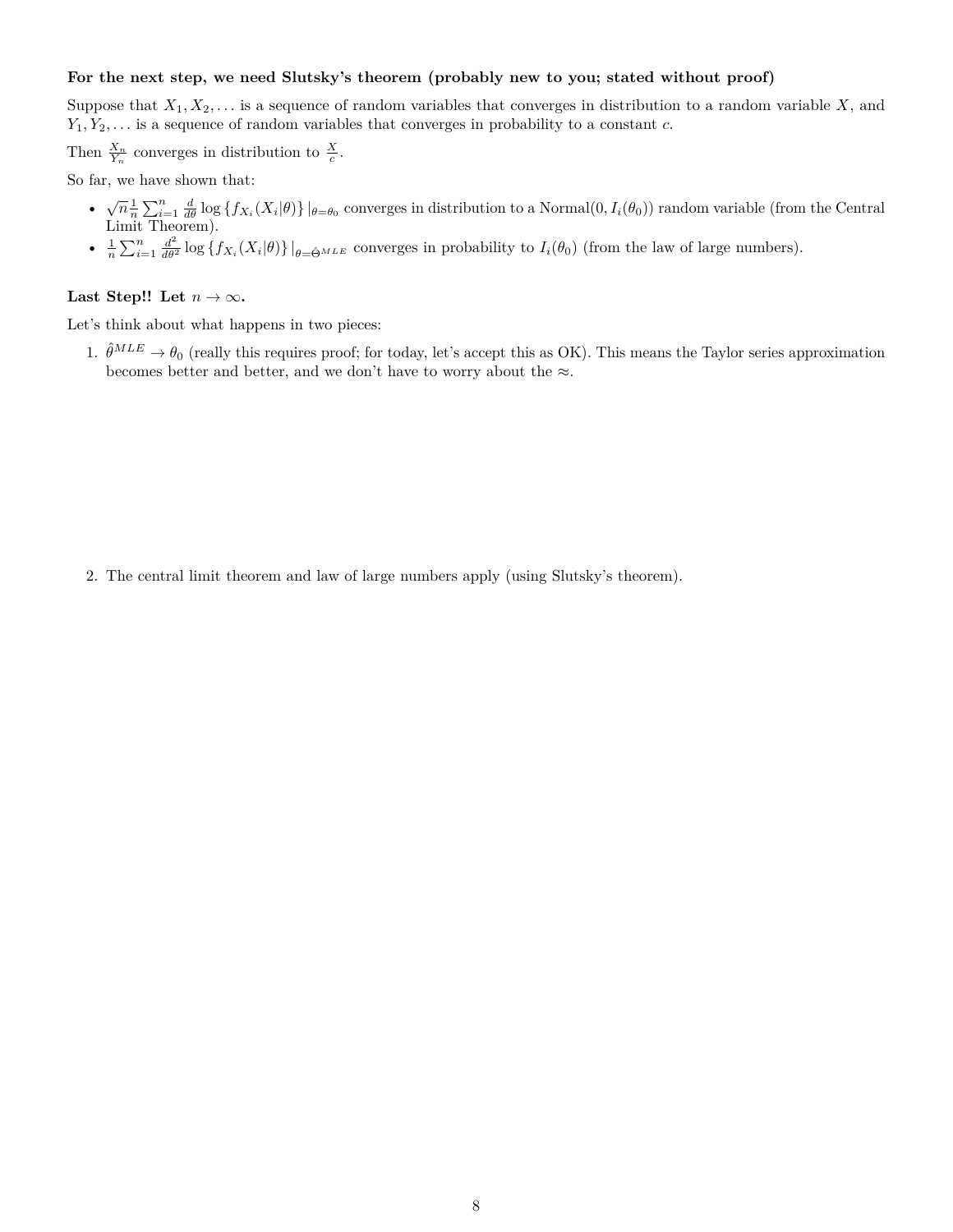**For the next step, we need Slutsky's theorem (probably new to you; stated without proof)**

Suppose that $X_1, X_2, \ldots$ is a sequence of random variables that converges in distribution to a random variable $X$, and $Y_1, Y_2, \ldots$ is a sequence of random variables that converges in probability to a constant $c$.

Then $\frac{X_n}{Y_n}$ converges in distribution to $\frac{X}{c}$.

So far, we have shown that:

- $\sqrt{n}\frac{1}{n}\sum_{i=1}^{n} \frac{d}{d\theta} \log\left\{f_{X_i}(X_i|\theta)\right\}|_{\theta=\theta_0}$ converges in distribution to a Normal$(0, I_i(\theta_0))$ random variable (from the Central Limit Theorem).
- $\frac{1}{n}\sum_{i=1}^{n} \frac{d^2}{d\theta^2} \log\left\{f_{X_i}(X_i|\theta)\right\}|_{\theta=\hat{\Theta}^{MLE}}$ converges in probability to $I_i(\theta_0)$ (from the law of large numbers).

**Last Step!! Let $n \to \infty$.**

Let's think about what happens in two pieces:

1. $\hat{\theta}^{MLE} \to \theta_0$ (really this requires proof; for today, let's accept this as OK). This means the Taylor series approximation becomes better and better, and we don't have to worry about the $\approx$.

2. The central limit theorem and law of large numbers apply (using Slutsky's theorem).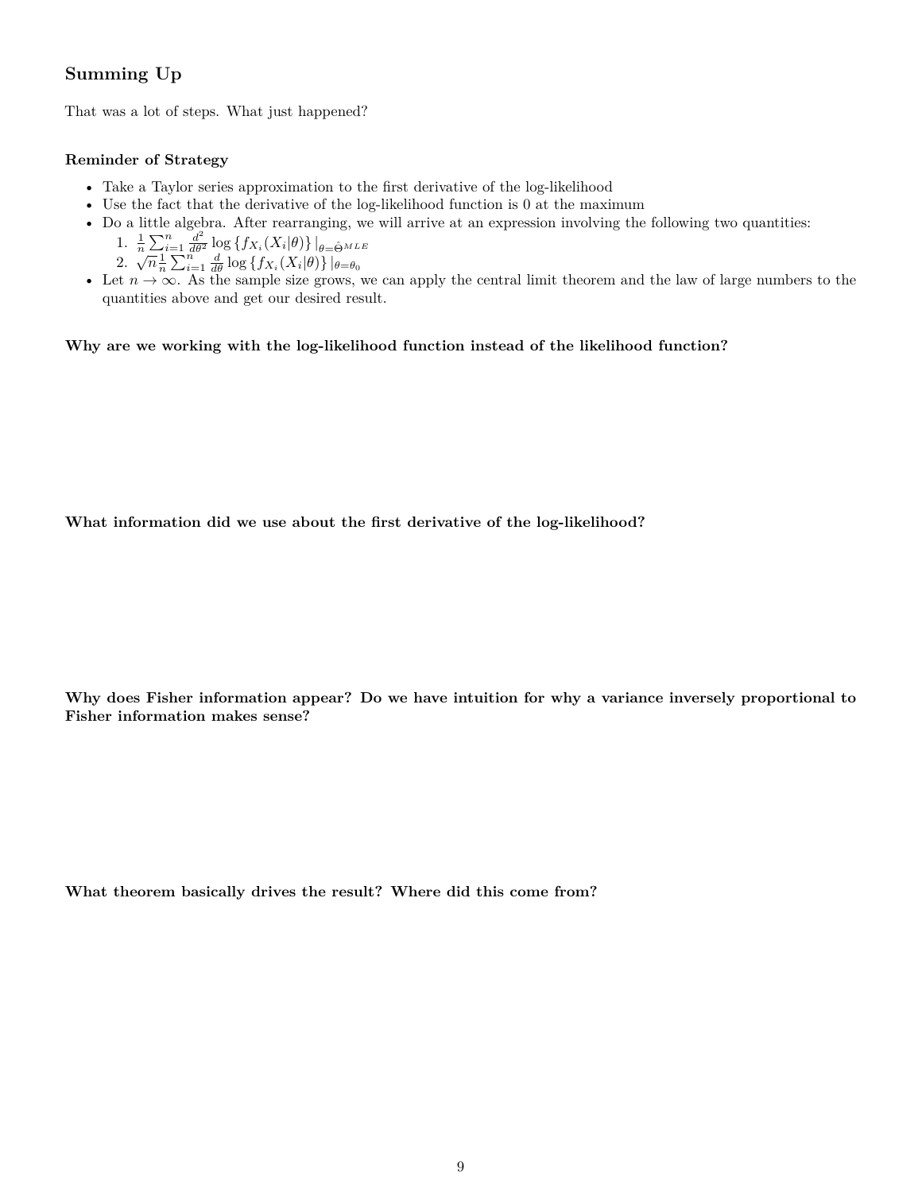## Summing Up

That was a lot of steps. What just happened?

### Reminder of Strategy

- Take a Taylor series approximation to the first derivative of the log-likelihood
- Use the fact that the derivative of the log-likelihood function is 0 at the maximum
- Do a little algebra. After rearranging, we will arrive at an expression involving the following two quantities:
  1. $\frac{1}{n}\sum_{i=1}^{n}\frac{d^2}{d\theta^2}\log\{f_{X_i}(X_i|\theta)\}|_{\theta=\hat{\Theta}^{MLE}}$
  2. $\sqrt{n}\frac{1}{n}\sum_{i=1}^{n}\frac{d}{d\theta}\log\{f_{X_i}(X_i|\theta)\}|_{\theta=\theta_0}$
- Let $n \to \infty$. As the sample size grows, we can apply the central limit theorem and the law of large numbers to the quantities above and get our desired result.

**Why are we working with the log-likelihood function instead of the likelihood function?**

**What information did we use about the first derivative of the log-likelihood?**

**Why does Fisher information appear? Do we have intuition for why a variance inversely proportional to Fisher information makes sense?**

**What theorem basically drives the result? Where did this come from?**